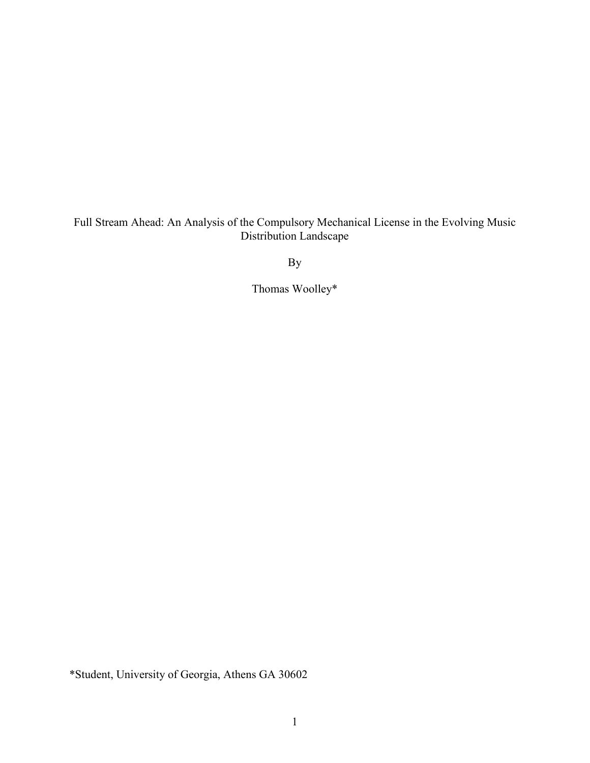# Full Stream Ahead: An Analysis of the Compulsory Mechanical License in the Evolving Music Distribution Landscape

By

Thomas Woolley*

*Student, University of Georgia, Athens GA 30602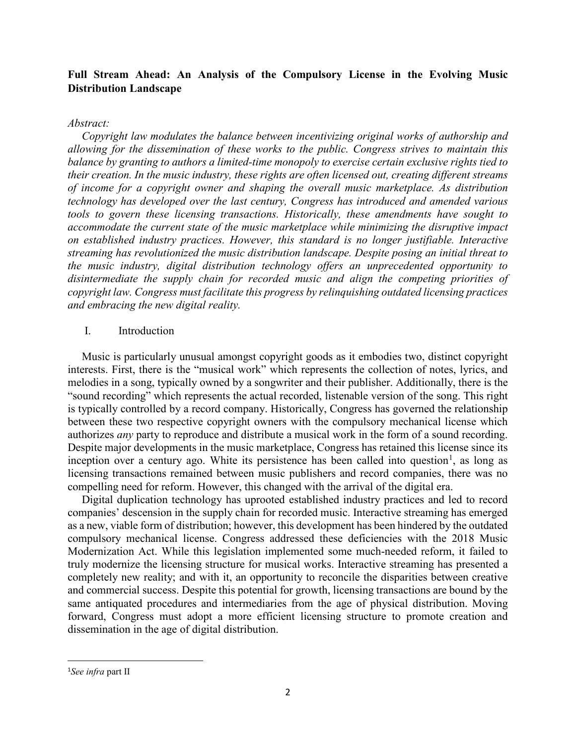**Full Stream Ahead: An Analysis of the Compulsory License in the Evolving Music Distribution Landscape**

*Abstract:*

*Copyright law modulates the balance between incentivizing original works of authorship and allowing for the dissemination of these works to the public. Congress strives to maintain this balance by granting to authors a limited-time monopoly to exercise certain exclusive rights tied to their creation. In the music industry, these rights are often licensed out, creating different streams of income for a copyright owner and shaping the overall music marketplace. As distribution technology has developed over the last century, Congress has introduced and amended various tools to govern these licensing transactions. Historically, these amendments have sought to accommodate the current state of the music marketplace while minimizing the disruptive impact on established industry practices. However, this standard is no longer justifiable. Interactive streaming has revolutionized the music distribution landscape. Despite posing an initial threat to the music industry, digital distribution technology offers an unprecedented opportunity to disintermediate the supply chain for recorded music and align the competing priorities of copyright law. Congress must facilitate this progress by relinquishing outdated licensing practices and embracing the new digital reality.*

## I. Introduction

Music is particularly unusual amongst copyright goods as it embodies two, distinct copyright interests. First, there is the "musical work" which represents the collection of notes, lyrics, and melodies in a song, typically owned by a songwriter and their publisher. Additionally, there is the "sound recording" which represents the actual recorded, listenable version of the song. This right is typically controlled by a record company. Historically, Congress has governed the relationship between these two respective copyright owners with the compulsory mechanical license which authorizes *any* party to reproduce and distribute a musical work in the form of a sound recording. Despite major developments in the music marketplace, Congress has retained this license since its inception over a century ago. White its persistence has been called into question[1], as long as licensing transactions remained between music publishers and record companies, there was no compelling need for reform. However, this changed with the arrival of the digital era.

Digital duplication technology has uprooted established industry practices and led to record companies' descension in the supply chain for recorded music. Interactive streaming has emerged as a new, viable form of distribution; however, this development has been hindered by the outdated compulsory mechanical license. Congress addressed these deficiencies with the 2018 Music Modernization Act. While this legislation implemented some much-needed reform, it failed to truly modernize the licensing structure for musical works. Interactive streaming has presented a completely new reality; and with it, an opportunity to reconcile the disparities between creative and commercial success. Despite this potential for growth, licensing transactions are bound by the same antiquated procedures and intermediaries from the age of physical distribution. Moving forward, Congress must adopt a more efficient licensing structure to promote creation and dissemination in the age of digital distribution.

---

[1] *See infra* part II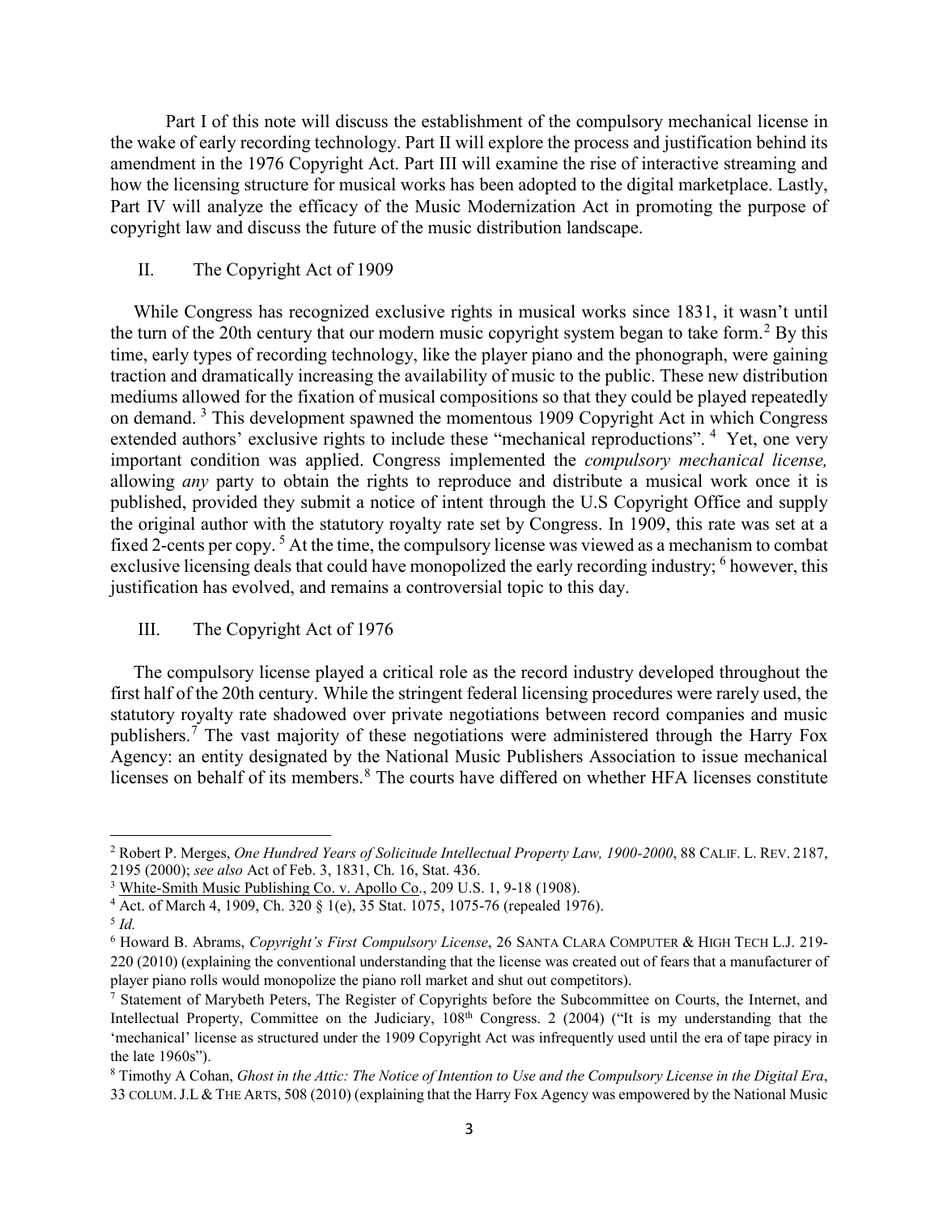Part I of this note will discuss the establishment of the compulsory mechanical license in the wake of early recording technology. Part II will explore the process and justification behind its amendment in the 1976 Copyright Act. Part III will examine the rise of interactive streaming and how the licensing structure for musical works has been adopted to the digital marketplace. Lastly, Part IV will analyze the efficacy of the Music Modernization Act in promoting the purpose of copyright law and discuss the future of the music distribution landscape.

## II. The Copyright Act of 1909

While Congress has recognized exclusive rights in musical works since 1831, it wasn't until the turn of the 20th century that our modern music copyright system began to take form.[2] By this time, early types of recording technology, like the player piano and the phonograph, were gaining traction and dramatically increasing the availability of music to the public. These new distribution mediums allowed for the fixation of musical compositions so that they could be played repeatedly on demand. [3] This development spawned the momentous 1909 Copyright Act in which Congress extended authors' exclusive rights to include these "mechanical reproductions". [4] Yet, one very important condition was applied. Congress implemented the *compulsory mechanical license,* allowing *any* party to obtain the rights to reproduce and distribute a musical work once it is published, provided they submit a notice of intent through the U.S Copyright Office and supply the original author with the statutory royalty rate set by Congress. In 1909, this rate was set at a fixed 2-cents per copy. [5] At the time, the compulsory license was viewed as a mechanism to combat exclusive licensing deals that could have monopolized the early recording industry; [6] however, this justification has evolved, and remains a controversial topic to this day.

## III. The Copyright Act of 1976

The compulsory license played a critical role as the record industry developed throughout the first half of the 20th century. While the stringent federal licensing procedures were rarely used, the statutory royalty rate shadowed over private negotiations between record companies and music publishers.[7] The vast majority of these negotiations were administered through the Harry Fox Agency: an entity designated by the National Music Publishers Association to issue mechanical licenses on behalf of its members.[8] The courts have differed on whether HFA licenses constitute

---

[2] Robert P. Merges, *One Hundred Years of Solicitude Intellectual Property Law, 1900-2000*, 88 CALIF. L. REV. 2187, 2195 (2000); *see also* Act of Feb. 3, 1831, Ch. 16, Stat. 436.

[3] White-Smith Music Publishing Co. v. Apollo Co., 209 U.S. 1, 9-18 (1908).

[4] Act. of March 4, 1909, Ch. 320 § 1(e), 35 Stat. 1075, 1075-76 (repealed 1976).

[5] *Id.*

[6] Howard B. Abrams, *Copyright's First Compulsory License*, 26 SANTA CLARA COMPUTER & HIGH TECH L.J. 219-220 (2010) (explaining the conventional understanding that the license was created out of fears that a manufacturer of player piano rolls would monopolize the piano roll market and shut out competitors).

[7] Statement of Marybeth Peters, The Register of Copyrights before the Subcommittee on Courts, the Internet, and Intellectual Property, Committee on the Judiciary, 108th Congress. 2 (2004) ("It is my understanding that the 'mechanical' license as structured under the 1909 Copyright Act was infrequently used until the era of tape piracy in the late 1960s").

[8] Timothy A Cohan, *Ghost in the Attic: The Notice of Intention to Use and the Compulsory License in the Digital Era*, 33 COLUM. J.L & THE ARTS, 508 (2010) (explaining that the Harry Fox Agency was empowered by the National Music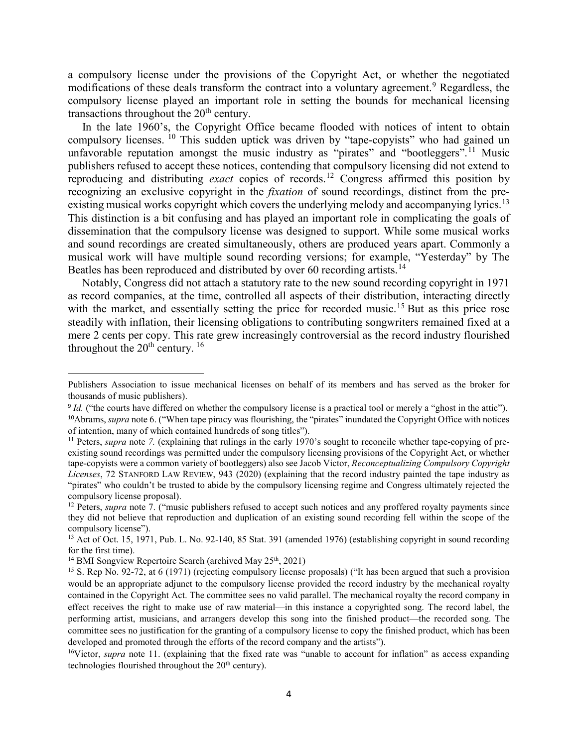a compulsory license under the provisions of the Copyright Act, or whether the negotiated modifications of these deals transform the contract into a voluntary agreement.[9] Regardless, the compulsory license played an important role in setting the bounds for mechanical licensing transactions throughout the 20th century.

In the late 1960's, the Copyright Office became flooded with notices of intent to obtain compulsory licenses. [10] This sudden uptick was driven by "tape-copyists" who had gained un unfavorable reputation amongst the music industry as "pirates" and "bootleggers".[11] Music publishers refused to accept these notices, contending that compulsory licensing did not extend to reproducing and distributing *exact* copies of records.[12] Congress affirmed this position by recognizing an exclusive copyright in the *fixation* of sound recordings, distinct from the pre-existing musical works copyright which covers the underlying melody and accompanying lyrics.[13] This distinction is a bit confusing and has played an important role in complicating the goals of dissemination that the compulsory license was designed to support. While some musical works and sound recordings are created simultaneously, others are produced years apart. Commonly a musical work will have multiple sound recording versions; for example, "Yesterday" by The Beatles has been reproduced and distributed by over 60 recording artists.[14]

Notably, Congress did not attach a statutory rate to the new sound recording copyright in 1971 as record companies, at the time, controlled all aspects of their distribution, interacting directly with the market, and essentially setting the price for recorded music.[15] But as this price rose steadily with inflation, their licensing obligations to contributing songwriters remained fixed at a mere 2 cents per copy. This rate grew increasingly controversial as the record industry flourished throughout the 20th century. [16]

---

Publishers Association to issue mechanical licenses on behalf of its members and has served as the broker for thousands of music publishers).

[9] *Id.* ("the courts have differed on whether the compulsory license is a practical tool or merely a "ghost in the attic").

[10] Abrams, *supra* note 6. ("When tape piracy was flourishing, the "pirates" inundated the Copyright Office with notices of intention, many of which contained hundreds of song titles").

[11] Peters, *supra* note 7. (explaining that rulings in the early 1970's sought to reconcile whether tape-copying of pre-existing sound recordings was permitted under the compulsory licensing provisions of the Copyright Act, or whether tape-copyists were a common variety of bootleggers) also see Jacob Victor, *Reconceptualizing Compulsory Copyright Licenses*, 72 STANFORD LAW REVIEW, 943 (2020) (explaining that the record industry painted the tape industry as "pirates" who couldn't be trusted to abide by the compulsory licensing regime and Congress ultimately rejected the compulsory license proposal).

[12] Peters, *supra* note 7. ("music publishers refused to accept such notices and any proffered royalty payments since they did not believe that reproduction and duplication of an existing sound recording fell within the scope of the compulsory license").

[13] Act of Oct. 15, 1971, Pub. L. No. 92-140, 85 Stat. 391 (amended 1976) (establishing copyright in sound recording for the first time).

[14] BMI Songview Repertoire Search (archived May 25th, 2021)

[15] S. Rep No. 92-72, at 6 (1971) (rejecting compulsory license proposals) ("It has been argued that such a provision would be an appropriate adjunct to the compulsory license provided the record industry by the mechanical royalty contained in the Copyright Act. The committee sees no valid parallel. The mechanical royalty the record company in effect receives the right to make use of raw material—in this instance a copyrighted song. The record label, the performing artist, musicians, and arrangers develop this song into the finished product—the recorded song. The committee sees no justification for the granting of a compulsory license to copy the finished product, which has been developed and promoted through the efforts of the record company and the artists").

[16] Victor, *supra* note 11. (explaining that the fixed rate was "unable to account for inflation" as access expanding technologies flourished throughout the 20th century).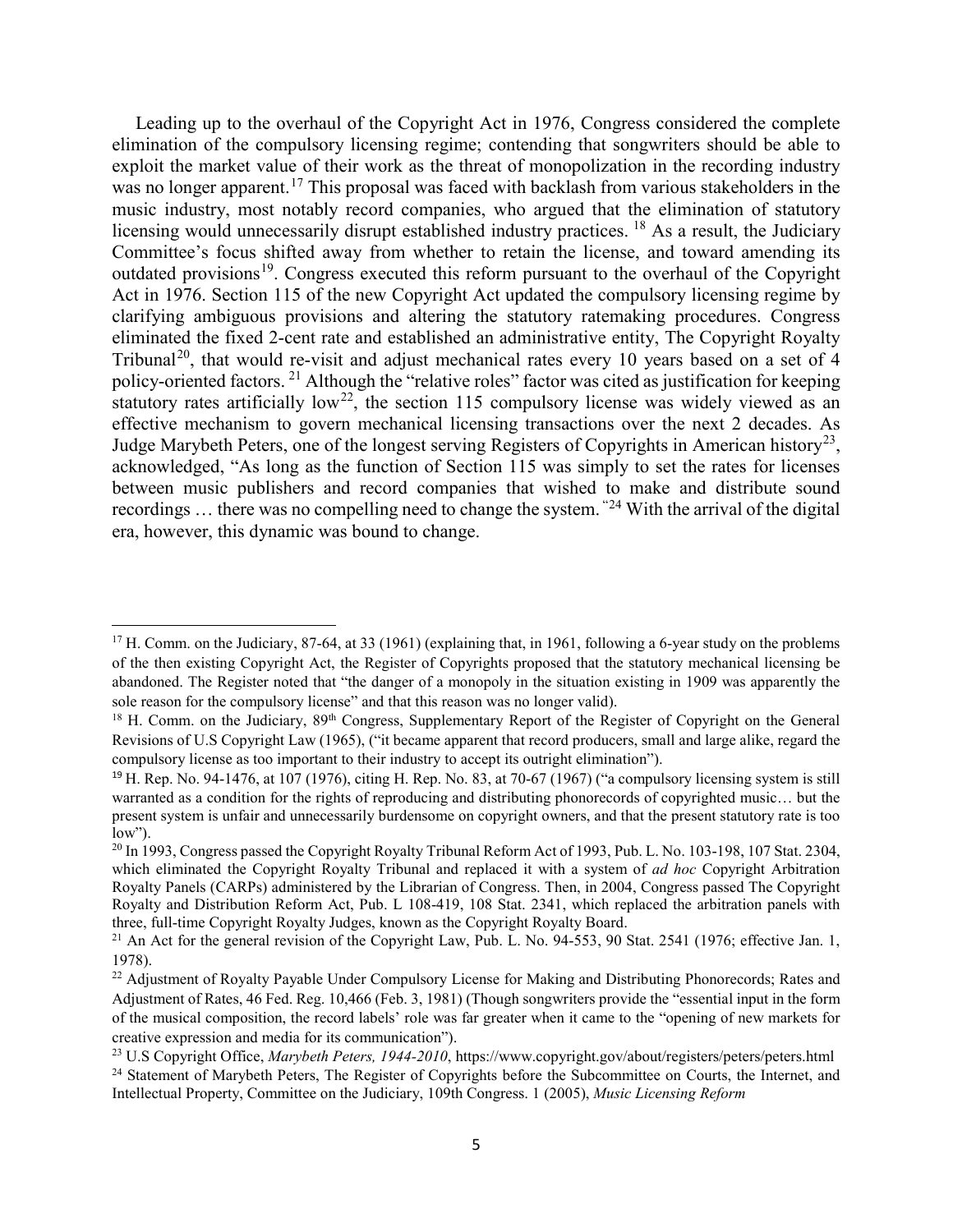Leading up to the overhaul of the Copyright Act in 1976, Congress considered the complete elimination of the compulsory licensing regime; contending that songwriters should be able to exploit the market value of their work as the threat of monopolization in the recording industry was no longer apparent.[17] This proposal was faced with backlash from various stakeholders in the music industry, most notably record companies, who argued that the elimination of statutory licensing would unnecessarily disrupt established industry practices. [18] As a result, the Judiciary Committee's focus shifted away from whether to retain the license, and toward amending its outdated provisions[19]. Congress executed this reform pursuant to the overhaul of the Copyright Act in 1976. Section 115 of the new Copyright Act updated the compulsory licensing regime by clarifying ambiguous provisions and altering the statutory ratemaking procedures. Congress eliminated the fixed 2-cent rate and established an administrative entity, The Copyright Royalty Tribunal[20], that would re-visit and adjust mechanical rates every 10 years based on a set of 4 policy-oriented factors. [21] Although the "relative roles" factor was cited as justification for keeping statutory rates artificially low[22], the section 115 compulsory license was widely viewed as an effective mechanism to govern mechanical licensing transactions over the next 2 decades. As Judge Marybeth Peters, one of the longest serving Registers of Copyrights in American history[23], acknowledged, "As long as the function of Section 115 was simply to set the rates for licenses between music publishers and record companies that wished to make and distribute sound recordings … there was no compelling need to change the system. "[24] With the arrival of the digital era, however, this dynamic was bound to change.

---

[17] H. Comm. on the Judiciary, 87-64, at 33 (1961) (explaining that, in 1961, following a 6-year study on the problems of the then existing Copyright Act, the Register of Copyrights proposed that the statutory mechanical licensing be abandoned. The Register noted that "the danger of a monopoly in the situation existing in 1909 was apparently the sole reason for the compulsory license" and that this reason was no longer valid).

[18] H. Comm. on the Judiciary, 89th Congress, Supplementary Report of the Register of Copyright on the General Revisions of U.S Copyright Law (1965), ("it became apparent that record producers, small and large alike, regard the compulsory license as too important to their industry to accept its outright elimination").

[19] H. Rep. No. 94-1476, at 107 (1976), citing H. Rep. No. 83, at 70-67 (1967) ("a compulsory licensing system is still warranted as a condition for the rights of reproducing and distributing phonorecords of copyrighted music… but the present system is unfair and unnecessarily burdensome on copyright owners, and that the present statutory rate is too low").

[20] In 1993, Congress passed the Copyright Royalty Tribunal Reform Act of 1993, Pub. L. No. 103-198, 107 Stat. 2304, which eliminated the Copyright Royalty Tribunal and replaced it with a system of *ad hoc* Copyright Arbitration Royalty Panels (CARPs) administered by the Librarian of Congress. Then, in 2004, Congress passed The Copyright Royalty and Distribution Reform Act, Pub. L 108-419, 108 Stat. 2341, which replaced the arbitration panels with three, full-time Copyright Royalty Judges, known as the Copyright Royalty Board.

[21] An Act for the general revision of the Copyright Law, Pub. L. No. 94-553, 90 Stat. 2541 (1976; effective Jan. 1, 1978).

[22] Adjustment of Royalty Payable Under Compulsory License for Making and Distributing Phonorecords; Rates and Adjustment of Rates, 46 Fed. Reg. 10,466 (Feb. 3, 1981) (Though songwriters provide the "essential input in the form of the musical composition, the record labels' role was far greater when it came to the "opening of new markets for creative expression and media for its communication").

[23] U.S Copyright Office, *Marybeth Peters, 1944-2010*, https://www.copyright.gov/about/registers/peters/peters.html

[24] Statement of Marybeth Peters, The Register of Copyrights before the Subcommittee on Courts, the Internet, and Intellectual Property, Committee on the Judiciary, 109th Congress. 1 (2005), *Music Licensing Reform*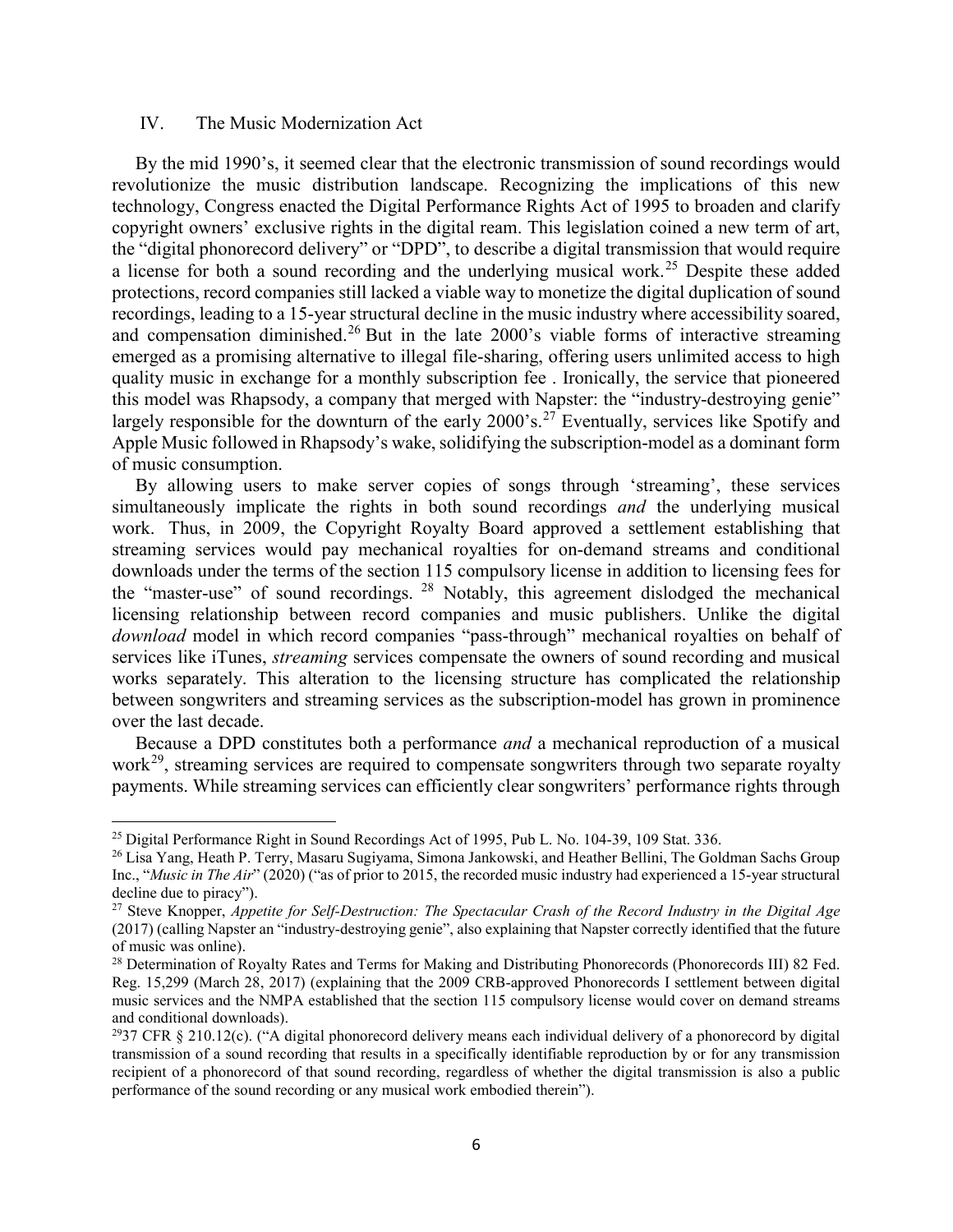## IV. The Music Modernization Act

By the mid 1990's, it seemed clear that the electronic transmission of sound recordings would revolutionize the music distribution landscape. Recognizing the implications of this new technology, Congress enacted the Digital Performance Rights Act of 1995 to broaden and clarify copyright owners' exclusive rights in the digital ream. This legislation coined a new term of art, the "digital phonorecord delivery" or "DPD", to describe a digital transmission that would require a license for both a sound recording and the underlying musical work.[25] Despite these added protections, record companies still lacked a viable way to monetize the digital duplication of sound recordings, leading to a 15-year structural decline in the music industry where accessibility soared, and compensation diminished.[26] But in the late 2000's viable forms of interactive streaming emerged as a promising alternative to illegal file-sharing, offering users unlimited access to high quality music in exchange for a monthly subscription fee . Ironically, the service that pioneered this model was Rhapsody, a company that merged with Napster: the "industry-destroying genie" largely responsible for the downturn of the early 2000's.[27] Eventually, services like Spotify and Apple Music followed in Rhapsody's wake, solidifying the subscription-model as a dominant form of music consumption.

By allowing users to make server copies of songs through 'streaming', these services simultaneously implicate the rights in both sound recordings *and* the underlying musical work. Thus, in 2009, the Copyright Royalty Board approved a settlement establishing that streaming services would pay mechanical royalties for on-demand streams and conditional downloads under the terms of the section 115 compulsory license in addition to licensing fees for the "master-use" of sound recordings. [28] Notably, this agreement dislodged the mechanical licensing relationship between record companies and music publishers. Unlike the digital *download* model in which record companies "pass-through" mechanical royalties on behalf of services like iTunes, *streaming* services compensate the owners of sound recording and musical works separately. This alteration to the licensing structure has complicated the relationship between songwriters and streaming services as the subscription-model has grown in prominence over the last decade.

Because a DPD constitutes both a performance *and* a mechanical reproduction of a musical work[29], streaming services are required to compensate songwriters through two separate royalty payments. While streaming services can efficiently clear songwriters' performance rights through

---

[25] Digital Performance Right in Sound Recordings Act of 1995, Pub L. No. 104-39, 109 Stat. 336.

[26] Lisa Yang, Heath P. Terry, Masaru Sugiyama, Simona Jankowski, and Heather Bellini, The Goldman Sachs Group Inc., "*Music in The Air*" (2020) ("as of prior to 2015, the recorded music industry had experienced a 15-year structural decline due to piracy").

[27] Steve Knopper, *Appetite for Self-Destruction: The Spectacular Crash of the Record Industry in the Digital Age* (2017) (calling Napster an "industry-destroying genie", also explaining that Napster correctly identified that the future of music was online).

[28] Determination of Royalty Rates and Terms for Making and Distributing Phonorecords (Phonorecords III) 82 Fed. Reg. 15,299 (March 28, 2017) (explaining that the 2009 CRB-approved Phonorecords I settlement between digital music services and the NMPA established that the section 115 compulsory license would cover on demand streams and conditional downloads).

[29] 37 CFR § 210.12(c). ("A digital phonorecord delivery means each individual delivery of a phonorecord by digital transmission of a sound recording that results in a specifically identifiable reproduction by or for any transmission recipient of a phonorecord of that sound recording, regardless of whether the digital transmission is also a public performance of the sound recording or any musical work embodied therein").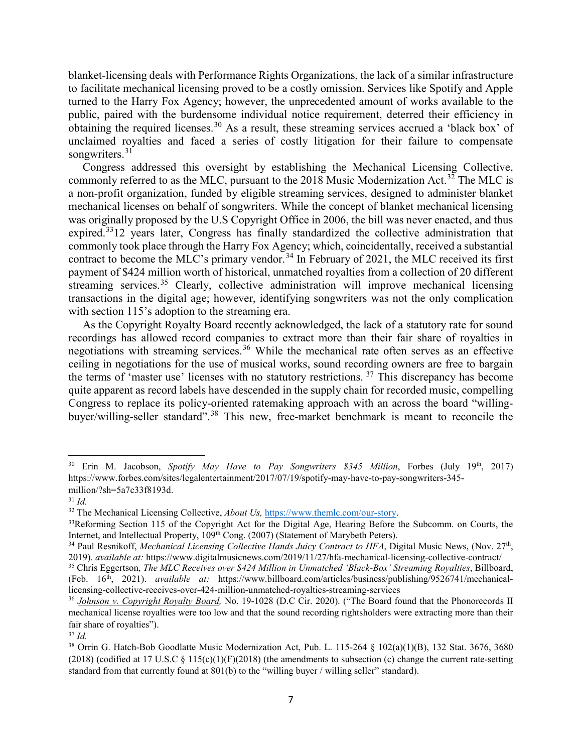blanket-licensing deals with Performance Rights Organizations, the lack of a similar infrastructure to facilitate mechanical licensing proved to be a costly omission. Services like Spotify and Apple turned to the Harry Fox Agency; however, the unprecedented amount of works available to the public, paired with the burdensome individual notice requirement, deterred their efficiency in obtaining the required licenses.[30] As a result, these streaming services accrued a 'black box' of unclaimed royalties and faced a series of costly litigation for their failure to compensate songwriters.[31]

Congress addressed this oversight by establishing the Mechanical Licensing Collective, commonly referred to as the MLC, pursuant to the 2018 Music Modernization Act.[32] The MLC is a non-profit organization, funded by eligible streaming services, designed to administer blanket mechanical licenses on behalf of songwriters. While the concept of blanket mechanical licensing was originally proposed by the U.S Copyright Office in 2006, the bill was never enacted, and thus expired.[33]12 years later, Congress has finally standardized the collective administration that commonly took place through the Harry Fox Agency; which, coincidentally, received a substantial contract to become the MLC's primary vendor.[34] In February of 2021, the MLC received its first payment of $424 million worth of historical, unmatched royalties from a collection of 20 different streaming services.[35] Clearly, collective administration will improve mechanical licensing transactions in the digital age; however, identifying songwriters was not the only complication with section 115's adoption to the streaming era.

As the Copyright Royalty Board recently acknowledged, the lack of a statutory rate for sound recordings has allowed record companies to extract more than their fair share of royalties in negotiations with streaming services.[36] While the mechanical rate often serves as an effective ceiling in negotiations for the use of musical works, sound recording owners are free to bargain the terms of 'master use' licenses with no statutory restrictions.[37] This discrepancy has become quite apparent as record labels have descended in the supply chain for recorded music, compelling Congress to replace its policy-oriented ratemaking approach with an across the board "willing-buyer/willing-seller standard".[38] This new, free-market benchmark is meant to reconcile the

---

[30] Erin M. Jacobson, *Spotify May Have to Pay Songwriters $345 Million*, Forbes (July 19th, 2017) https://www.forbes.com/sites/legalentertainment/2017/07/19/spotify-may-have-to-pay-songwriters-345-million/?sh=5a7c33f8193d.

[31] *Id.*

[32] The Mechanical Licensing Collective, *About Us,* https://www.themlc.com/our-story.

[33] Reforming Section 115 of the Copyright Act for the Digital Age, Hearing Before the Subcomm. on Courts, the Internet, and Intellectual Property, 109th Cong. (2007) (Statement of Marybeth Peters).

[34] Paul Resnikoff, *Mechanical Licensing Collective Hands Juicy Contract to HFA*, Digital Music News, (Nov. 27th, 2019). *available at:* https://www.digitalmusicnews.com/2019/11/27/hfa-mechanical-licensing-collective-contract/

[35] Chris Eggertson, *The MLC Receives over $424 Million in Unmatched 'Black-Box' Streaming Royalties*, Billboard, (Feb. 16th, 2021). *available at:* https://www.billboard.com/articles/business/publishing/9526741/mechanical-licensing-collective-receives-over-424-million-unmatched-royalties-streaming-services

[36] *Johnson v. Copyright Royalty Board,* No. 19-1028 (D.C Cir. 2020). ("The Board found that the Phonorecords II mechanical license royalties were too low and that the sound recording rightsholders were extracting more than their fair share of royalties").

[37] *Id.*

[38] Orrin G. Hatch-Bob Goodlatte Music Modernization Act, Pub. L. 115-264 § 102(a)(1)(B), 132 Stat. 3676, 3680 (2018) (codified at 17 U.S.C § 115(c)(1)(F)(2018) (the amendments to subsection (c) change the current rate-setting standard from that currently found at 801(b) to the "willing buyer / willing seller" standard).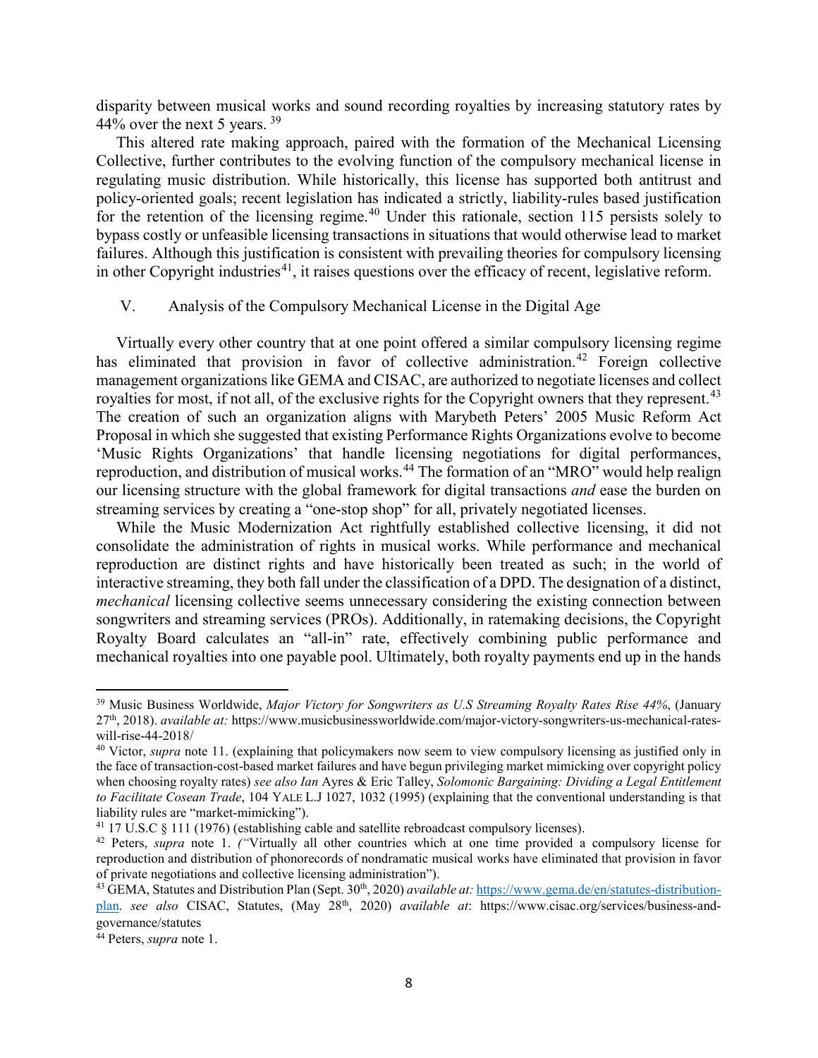disparity between musical works and sound recording royalties by increasing statutory rates by 44% over the next 5 years. [39]

This altered rate making approach, paired with the formation of the Mechanical Licensing Collective, further contributes to the evolving function of the compulsory mechanical license in regulating music distribution. While historically, this license has supported both antitrust and policy-oriented goals; recent legislation has indicated a strictly, liability-rules based justification for the retention of the licensing regime.[40] Under this rationale, section 115 persists solely to bypass costly or unfeasible licensing transactions in situations that would otherwise lead to market failures. Although this justification is consistent with prevailing theories for compulsory licensing in other Copyright industries[41], it raises questions over the efficacy of recent, legislative reform.

## V. Analysis of the Compulsory Mechanical License in the Digital Age

Virtually every other country that at one point offered a similar compulsory licensing regime has eliminated that provision in favor of collective administration.[42] Foreign collective management organizations like GEMA and CISAC, are authorized to negotiate licenses and collect royalties for most, if not all, of the exclusive rights for the Copyright owners that they represent.[43] The creation of such an organization aligns with Marybeth Peters' 2005 Music Reform Act Proposal in which she suggested that existing Performance Rights Organizations evolve to become 'Music Rights Organizations' that handle licensing negotiations for digital performances, reproduction, and distribution of musical works.[44] The formation of an "MRO" would help realign our licensing structure with the global framework for digital transactions *and* ease the burden on streaming services by creating a "one-stop shop" for all, privately negotiated licenses.

While the Music Modernization Act rightfully established collective licensing, it did not consolidate the administration of rights in musical works. While performance and mechanical reproduction are distinct rights and have historically been treated as such; in the world of interactive streaming, they both fall under the classification of a DPD. The designation of a distinct, *mechanical* licensing collective seems unnecessary considering the existing connection between songwriters and streaming services (PROs). Additionally, in ratemaking decisions, the Copyright Royalty Board calculates an "all-in" rate, effectively combining public performance and mechanical royalties into one payable pool. Ultimately, both royalty payments end up in the hands

---

[39] Music Business Worldwide, *Major Victory for Songwriters as U.S Streaming Royalty Rates Rise 44%*, (January 27th, 2018). *available at:* https://www.musicbusinessworldwide.com/major-victory-songwriters-us-mechanical-rates-will-rise-44-2018/

[40] Victor, *supra* note 11. (explaining that policymakers now seem to view compulsory licensing as justified only in the face of transaction-cost-based market failures and have begun privileging market mimicking over copyright policy when choosing royalty rates) *see also Ian* Ayres & Eric Talley, *Solomonic Bargaining: Dividing a Legal Entitlement to Facilitate Cosean Trade*, 104 YALE L.J 1027, 1032 (1995) (explaining that the conventional understanding is that liability rules are "market-mimicking").

[41] 17 U.S.C § 111 (1976) (establishing cable and satellite rebroadcast compulsory licenses).

[42] Peters, *supra* note 1. *("*Virtually all other countries which at one time provided a compulsory license for reproduction and distribution of phonorecords of nondramatic musical works have eliminated that provision in favor of private negotiations and collective licensing administration").

[43] GEMA, Statutes and Distribution Plan (Sept. 30th, 2020) *available at:* https://www.gema.de/en/statutes-distribution-plan. *see also* CISAC, Statutes, (May 28th, 2020) *available at*: https://www.cisac.org/services/business-and-governance/statutes

[44] Peters, *supra* note 1.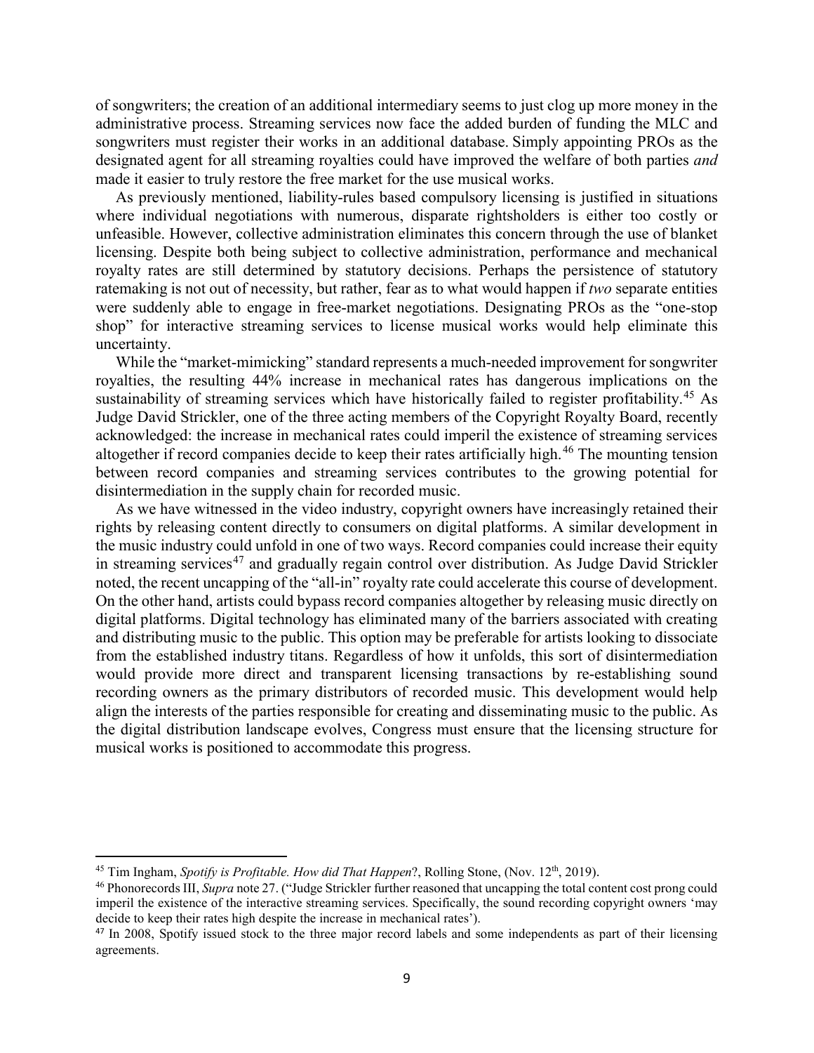of songwriters; the creation of an additional intermediary seems to just clog up more money in the administrative process. Streaming services now face the added burden of funding the MLC and songwriters must register their works in an additional database. Simply appointing PROs as the designated agent for all streaming royalties could have improved the welfare of both parties *and* made it easier to truly restore the free market for the use musical works.

As previously mentioned, liability-rules based compulsory licensing is justified in situations where individual negotiations with numerous, disparate rightsholders is either too costly or unfeasible. However, collective administration eliminates this concern through the use of blanket licensing. Despite both being subject to collective administration, performance and mechanical royalty rates are still determined by statutory decisions. Perhaps the persistence of statutory ratemaking is not out of necessity, but rather, fear as to what would happen if *two* separate entities were suddenly able to engage in free-market negotiations. Designating PROs as the "one-stop shop" for interactive streaming services to license musical works would help eliminate this uncertainty.

While the "market-mimicking" standard represents a much-needed improvement for songwriter royalties, the resulting 44% increase in mechanical rates has dangerous implications on the sustainability of streaming services which have historically failed to register profitability.[45] As Judge David Strickler, one of the three acting members of the Copyright Royalty Board, recently acknowledged: the increase in mechanical rates could imperil the existence of streaming services altogether if record companies decide to keep their rates artificially high.[46] The mounting tension between record companies and streaming services contributes to the growing potential for disintermediation in the supply chain for recorded music.

As we have witnessed in the video industry, copyright owners have increasingly retained their rights by releasing content directly to consumers on digital platforms. A similar development in the music industry could unfold in one of two ways. Record companies could increase their equity in streaming services[47] and gradually regain control over distribution. As Judge David Strickler noted, the recent uncapping of the "all-in" royalty rate could accelerate this course of development. On the other hand, artists could bypass record companies altogether by releasing music directly on digital platforms. Digital technology has eliminated many of the barriers associated with creating and distributing music to the public. This option may be preferable for artists looking to dissociate from the established industry titans. Regardless of how it unfolds, this sort of disintermediation would provide more direct and transparent licensing transactions by re-establishing sound recording owners as the primary distributors of recorded music. This development would help align the interests of the parties responsible for creating and disseminating music to the public. As the digital distribution landscape evolves, Congress must ensure that the licensing structure for musical works is positioned to accommodate this progress.

---

[45] Tim Ingham, *Spotify is Profitable. How did That Happen*?, Rolling Stone, (Nov. 12th, 2019).

[46] Phonorecords III, *Supra* note 27. ("Judge Strickler further reasoned that uncapping the total content cost prong could imperil the existence of the interactive streaming services. Specifically, the sound recording copyright owners 'may decide to keep their rates high despite the increase in mechanical rates').

[47] In 2008, Spotify issued stock to the three major record labels and some independents as part of their licensing agreements.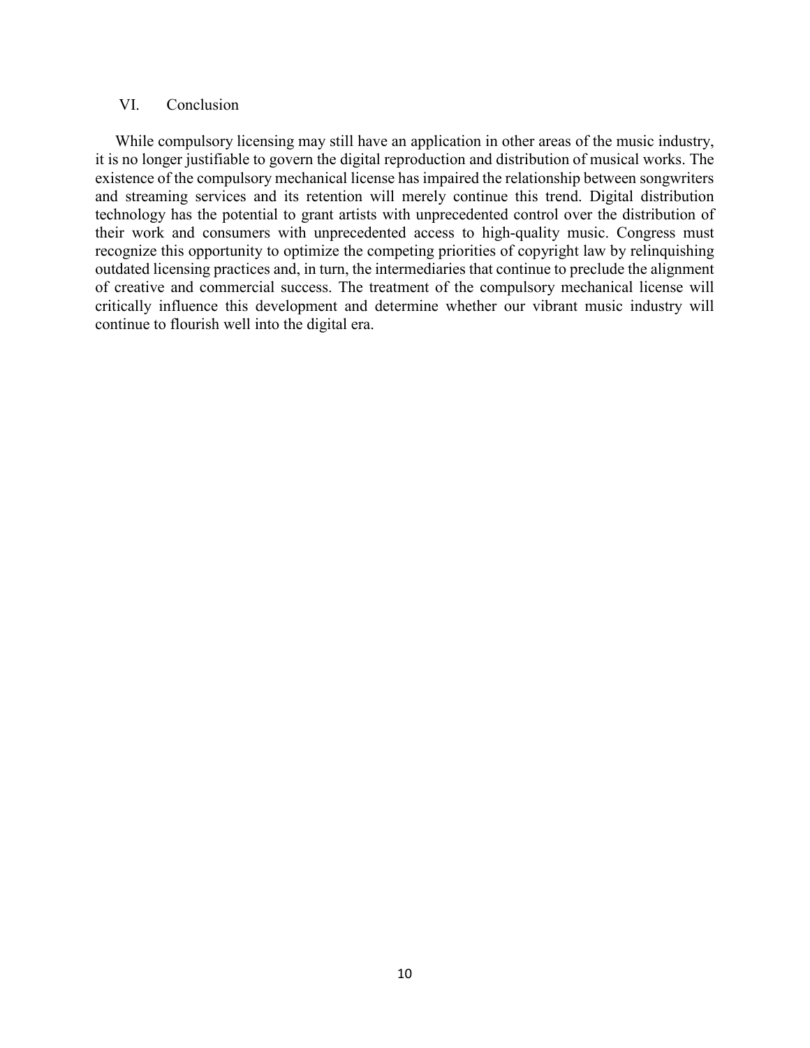## VI. Conclusion

While compulsory licensing may still have an application in other areas of the music industry, it is no longer justifiable to govern the digital reproduction and distribution of musical works. The existence of the compulsory mechanical license has impaired the relationship between songwriters and streaming services and its retention will merely continue this trend. Digital distribution technology has the potential to grant artists with unprecedented control over the distribution of their work and consumers with unprecedented access to high-quality music. Congress must recognize this opportunity to optimize the competing priorities of copyright law by relinquishing outdated licensing practices and, in turn, the intermediaries that continue to preclude the alignment of creative and commercial success. The treatment of the compulsory mechanical license will critically influence this development and determine whether our vibrant music industry will continue to flourish well into the digital era.